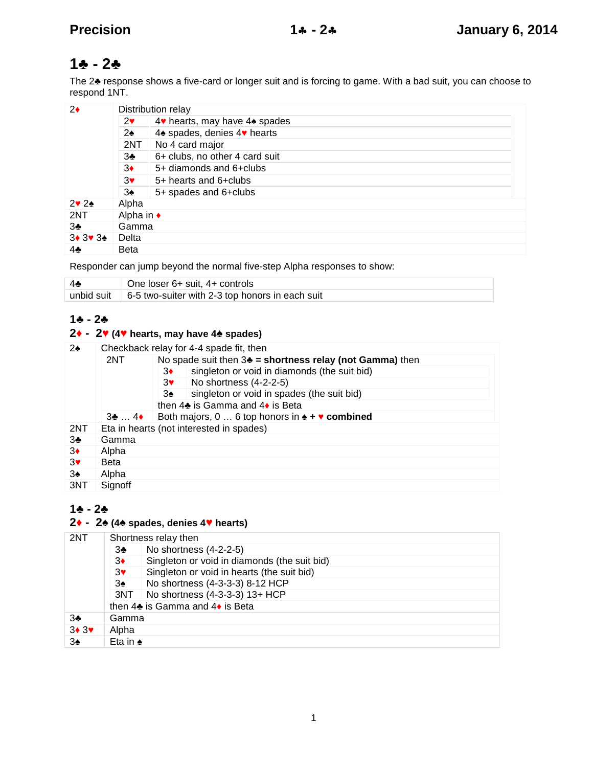# 1♣ - 2♣

The 2♣ response shows a five-card or longer suit and is forcing to game. With a bad suit, you can choose to respond 1NT.

| | | |
|---|---|---|
| 2♦ | Distribution relay | |
| | 2♥ | 4♥ hearts, may have 4♠ spades |
| | 2♠ | 4♠ spades, denies 4♥ hearts |
| | 2NT | No 4 card major |
| | 3♣ | 6+ clubs, no other 4 card suit |
| | 3♦ | 5+ diamonds and 6+clubs |
| | 3♥ | 5+ hearts and 6+clubs |
| | 3♠ | 5+ spades and 6+clubs |
| 2♥ 2♠ | Alpha | |
| 2NT | Alpha in ♦ | |
| 3♣ | Gamma | |
| 3♦ 3♥ 3♠ | Delta | |
| 4♣ | Beta | |

Responder can jump beyond the normal five-step Alpha responses to show:

| | |
|---|---|
| 4♣ | One loser 6+ suit, 4+ controls |
| unbid suit | 6-5 two-suiter with 2-3 top honors in each suit |

## 1♣ - 2♣
## 2♦ - 2♥ (4♥ hearts, may have 4♠ spades)

| | | | |
|---|---|---|---|
| 2♠ | Checkback relay for 4-4 spade fit, then | | |
| | 2NT | No spade suit then 3♣ = **shortness relay (not Gamma)** then | |
| | | 3♦ | singleton or void in diamonds (the suit bid) |
| | | 3♥ | No shortness (4-2-2-5) |
| | | 3♠ | singleton or void in spades (the suit bid) |
| | | then 4♣ is Gamma and 4♦ is Beta | |
| | 3♣ … 4♦ | Both majors, 0 … 6 top honors in ♠ **+** ♥ **combined** | |
| 2NT | Eta in hearts (not interested in spades) | | |
| 3♣ | Gamma | | |
| 3♦ | Alpha | | |
| 3♥ | Beta | | |
| 3♠ | Alpha | | |
| 3NT | Signoff | | |

## 1♣ - 2♣
## 2♦ - 2♠ (4♠ spades, denies 4♥ hearts)

| | | |
|---|---|---|
| 2NT | Shortness relay then | |
| | 3♣ | No shortness (4-2-2-5) |
| | 3♦ | Singleton or void in diamonds (the suit bid) |
| | 3♥ | Singleton or void in hearts (the suit bid) |
| | 3♠ | No shortness (4-3-3-3) 8-12 HCP |
| | 3NT | No shortness (4-3-3-3) 13+ HCP |
| | then 4♣ is Gamma and 4♦ is Beta | |
| 3♣ | Gamma | |
| 3♦ 3♥ | Alpha | |
| 3♠ | Eta in ♠ | |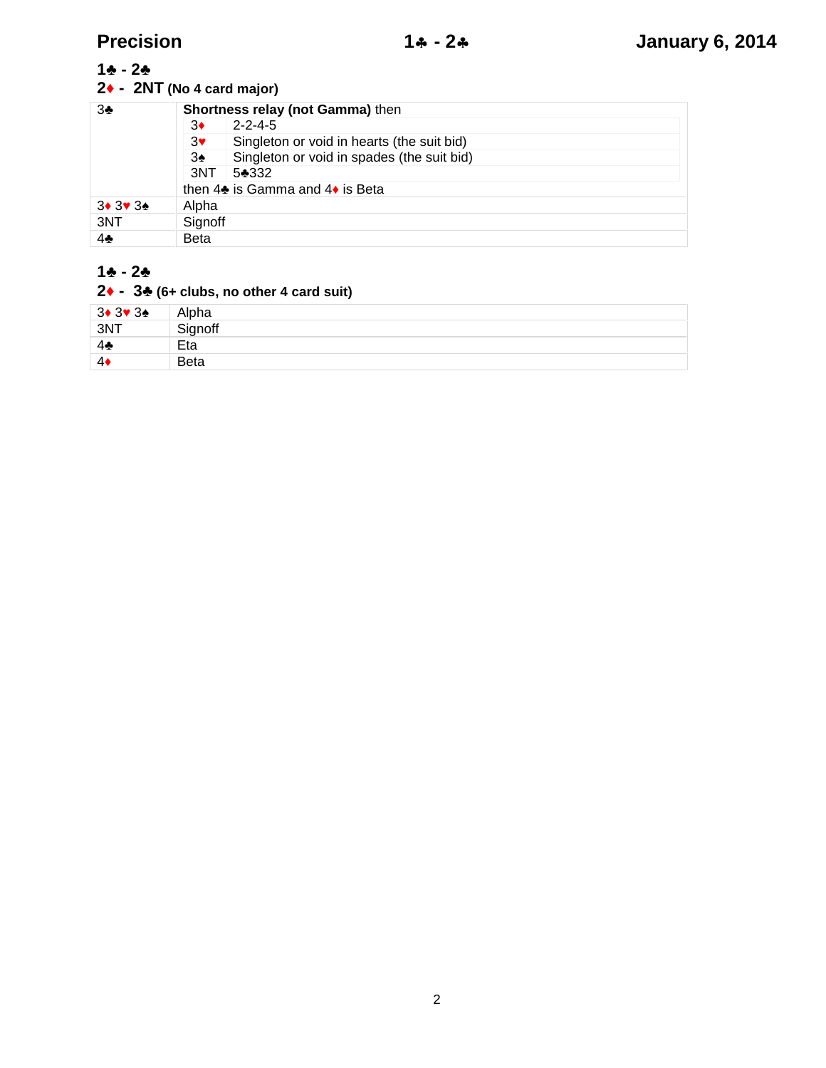**1♣ - 2♣**
**2♦ - 2NT (No 4 card major)**

| | |
|---|---|
| 3♣ | **Shortness relay (not Gamma)** then<br>3♦ 2-2-4-5<br>3♥ Singleton or void in hearts (the suit bid)<br>3♠ Singleton or void in spades (the suit bid)<br>3NT 5♣332<br>then 4♣ is Gamma and 4♦ is Beta |
| 3♦ 3♥ 3♠ | Alpha |
| 3NT | Signoff |
| 4♣ | Beta |

**1♣ - 2♣**
**2♦ - 3♣ (6+ clubs, no other 4 card suit)**

| | |
|---|---|
| 3♦ 3♥ 3♠ | Alpha |
| 3NT | Signoff |
| 4♣ | Eta |
| 4♦ | Beta |